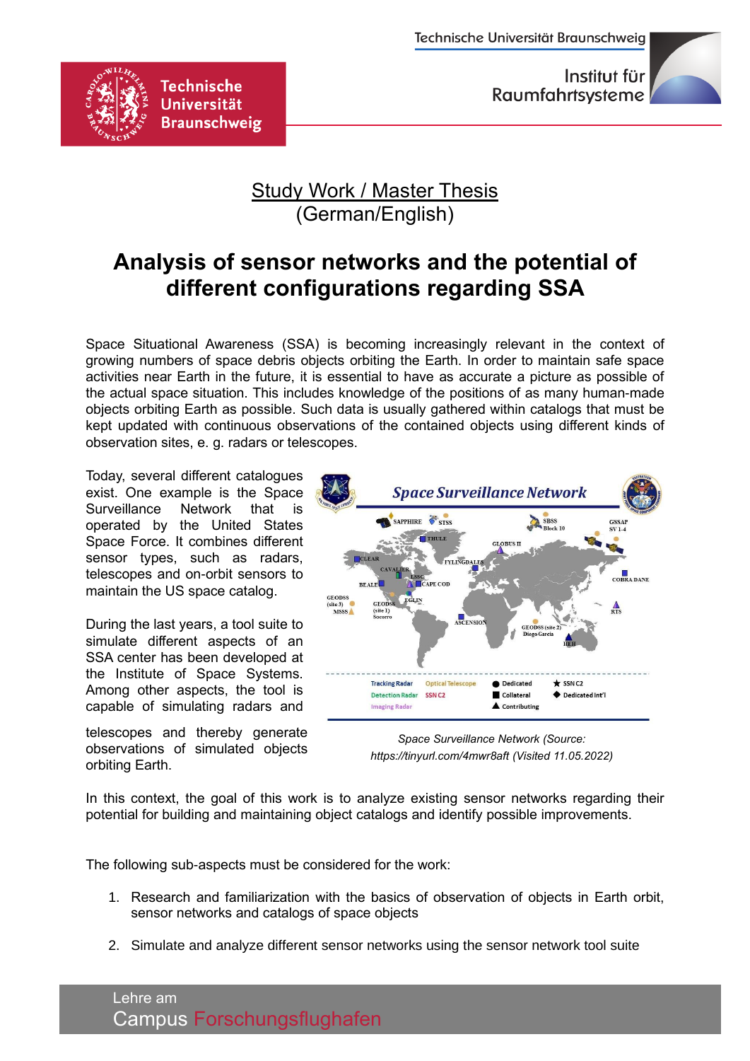Technische Universität Braunschweig

Institut für Raumfahrtsysteme

## Study Work / Master Thesis
(German/English)

# Analysis of sensor networks and the potential of different configurations regarding SSA

Space Situational Awareness (SSA) is becoming increasingly relevant in the context of growing numbers of space debris objects orbiting the Earth. In order to maintain safe space activities near Earth in the future, it is essential to have as accurate a picture as possible of the actual space situation. This includes knowledge of the positions of as many human-made objects orbiting Earth as possible. Such data is usually gathered within catalogs that must be kept updated with continuous observations of the contained objects using different kinds of observation sites, e. g. radars or telescopes.

Today, several different catalogues exist. One example is the Space Surveillance Network that is operated by the United States Space Force. It combines different sensor types, such as radars, telescopes and on-orbit sensors to maintain the US space catalog.

During the last years, a tool suite to simulate different aspects of an SSA center has been developed at the Institute of Space Systems. Among other aspects, the tool is capable of simulating radars and telescopes and thereby generate observations of simulated objects orbiting Earth.

*Space Surveillance Network (Source: https://tinyurl.com/4mwr8aft (Visited 11.05.2022)*

In this context, the goal of this work is to analyze existing sensor networks regarding their potential for building and maintaining object catalogs and identify possible improvements.

The following sub-aspects must be considered for the work:

1. Research and familiarization with the basics of observation of objects in Earth orbit, sensor networks and catalogs of space objects
2. Simulate and analyze different sensor networks using the sensor network tool suite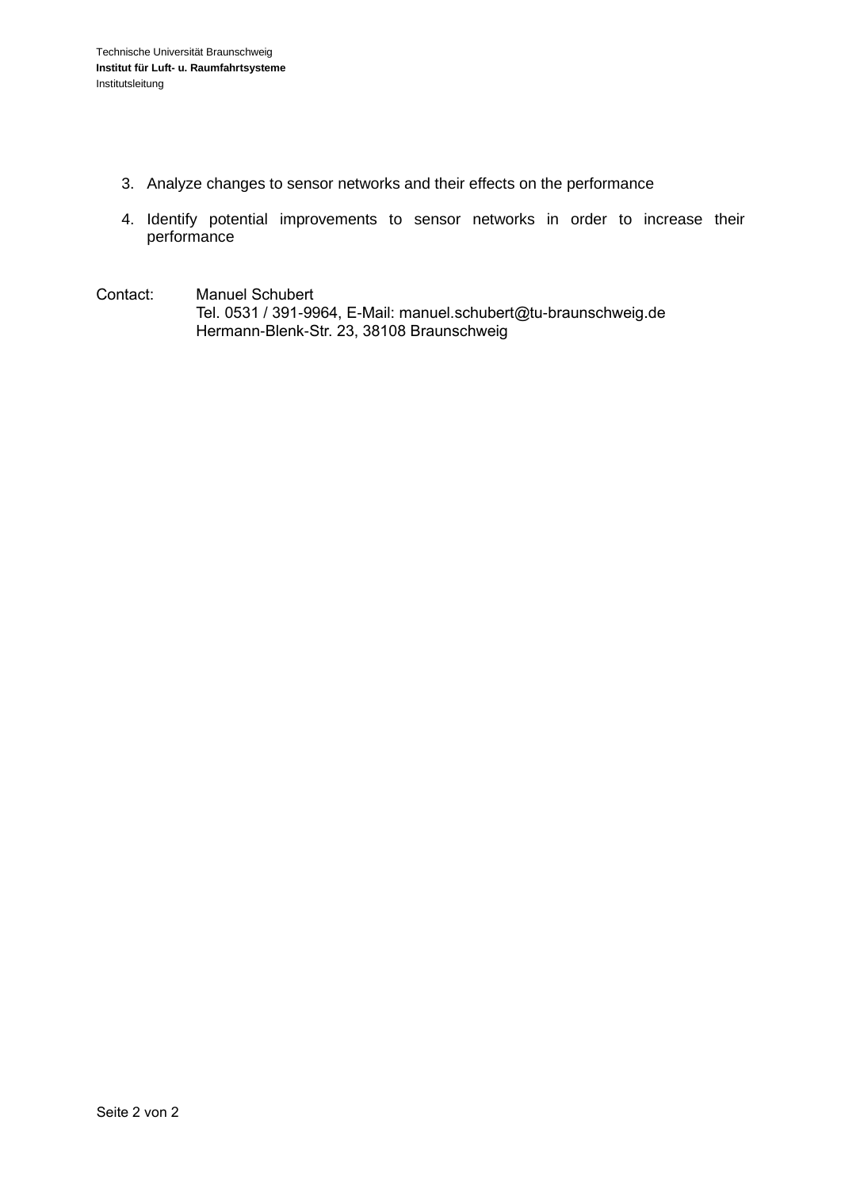3. Analyze changes to sensor networks and their effects on the performance
4. Identify potential improvements to sensor networks in order to increase their performance

Contact: Manuel Schubert
Tel. 0531 / 391-9964, E-Mail: manuel.schubert@tu-braunschweig.de
Hermann-Blenk-Str. 23, 38108 Braunschweig